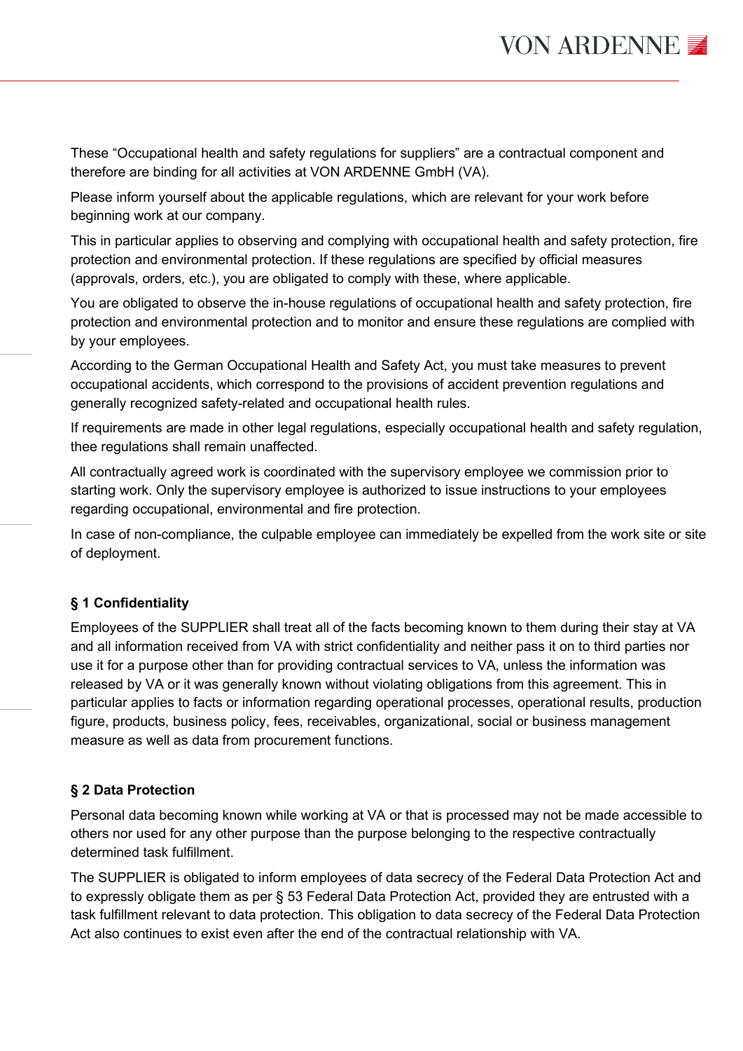These “Occupational health and safety regulations for suppliers” are a contractual component and therefore are binding for all activities at VON ARDENNE GmbH (VA).

Please inform yourself about the applicable regulations, which are relevant for your work before beginning work at our company.

This in particular applies to observing and complying with occupational health and safety protection, fire protection and environmental protection. If these regulations are specified by official measures (approvals, orders, etc.), you are obligated to comply with these, where applicable.

You are obligated to observe the in-house regulations of occupational health and safety protection, fire protection and environmental protection and to monitor and ensure these regulations are complied with by your employees.

According to the German Occupational Health and Safety Act, you must take measures to prevent occupational accidents, which correspond to the provisions of accident prevention regulations and generally recognized safety-related and occupational health rules.

If requirements are made in other legal regulations, especially occupational health and safety regulation, thee regulations shall remain unaffected.

All contractually agreed work is coordinated with the supervisory employee we commission prior to starting work. Only the supervisory employee is authorized to issue instructions to your employees regarding occupational, environmental and fire protection.

In case of non-compliance, the culpable employee can immediately be expelled from the work site or site of deployment.

### § 1 Confidentiality

Employees of the SUPPLIER shall treat all of the facts becoming known to them during their stay at VA and all information received from VA with strict confidentiality and neither pass it on to third parties nor use it for a purpose other than for providing contractual services to VA, unless the information was released by VA or it was generally known without violating obligations from this agreement. This in particular applies to facts or information regarding operational processes, operational results, production figure, products, business policy, fees, receivables, organizational, social or business management measure as well as data from procurement functions.

### § 2 Data Protection

Personal data becoming known while working at VA or that is processed may not be made accessible to others nor used for any other purpose than the purpose belonging to the respective contractually determined task fulfillment.

The SUPPLIER is obligated to inform employees of data secrecy of the Federal Data Protection Act and to expressly obligate them as per § 53 Federal Data Protection Act, provided they are entrusted with a task fulfillment relevant to data protection. This obligation to data secrecy of the Federal Data Protection Act also continues to exist even after the end of the contractual relationship with VA.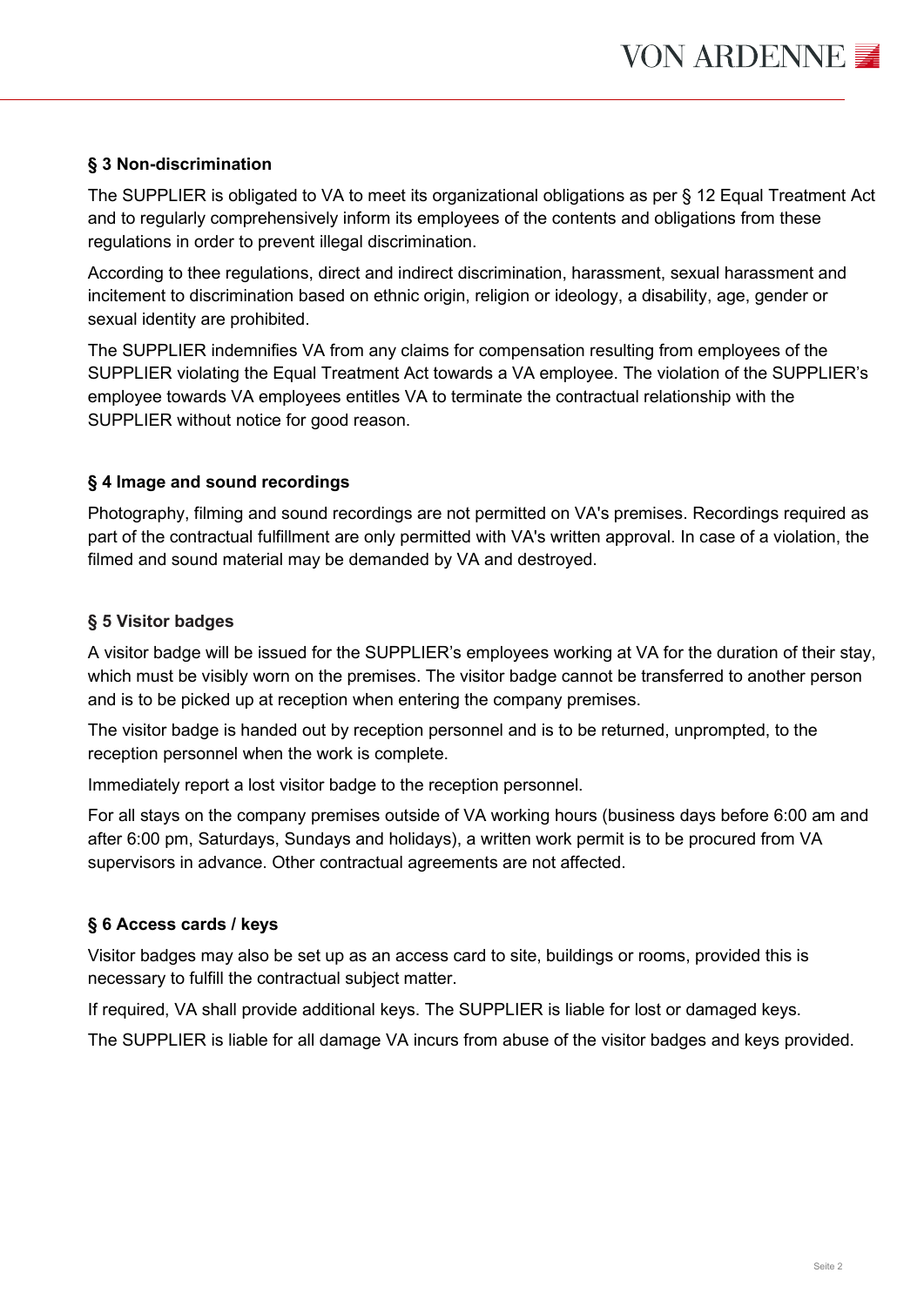### § 3 Non-discrimination

The SUPPLIER is obligated to VA to meet its organizational obligations as per § 12 Equal Treatment Act and to regularly comprehensively inform its employees of the contents and obligations from these regulations in order to prevent illegal discrimination.

According to thee regulations, direct and indirect discrimination, harassment, sexual harassment and incitement to discrimination based on ethnic origin, religion or ideology, a disability, age, gender or sexual identity are prohibited.

The SUPPLIER indemnifies VA from any claims for compensation resulting from employees of the SUPPLIER violating the Equal Treatment Act towards a VA employee. The violation of the SUPPLIER's employee towards VA employees entitles VA to terminate the contractual relationship with the SUPPLIER without notice for good reason.

### § 4 Image and sound recordings

Photography, filming and sound recordings are not permitted on VA's premises. Recordings required as part of the contractual fulfillment are only permitted with VA's written approval. In case of a violation, the filmed and sound material may be demanded by VA and destroyed.

### § 5 Visitor badges

A visitor badge will be issued for the SUPPLIER's employees working at VA for the duration of their stay, which must be visibly worn on the premises. The visitor badge cannot be transferred to another person and is to be picked up at reception when entering the company premises.

The visitor badge is handed out by reception personnel and is to be returned, unprompted, to the reception personnel when the work is complete.

Immediately report a lost visitor badge to the reception personnel.

For all stays on the company premises outside of VA working hours (business days before 6:00 am and after 6:00 pm, Saturdays, Sundays and holidays), a written work permit is to be procured from VA supervisors in advance. Other contractual agreements are not affected.

### § 6 Access cards / keys

Visitor badges may also be set up as an access card to site, buildings or rooms, provided this is necessary to fulfill the contractual subject matter.

If required, VA shall provide additional keys. The SUPPLIER is liable for lost or damaged keys.

The SUPPLIER is liable for all damage VA incurs from abuse of the visitor badges and keys provided.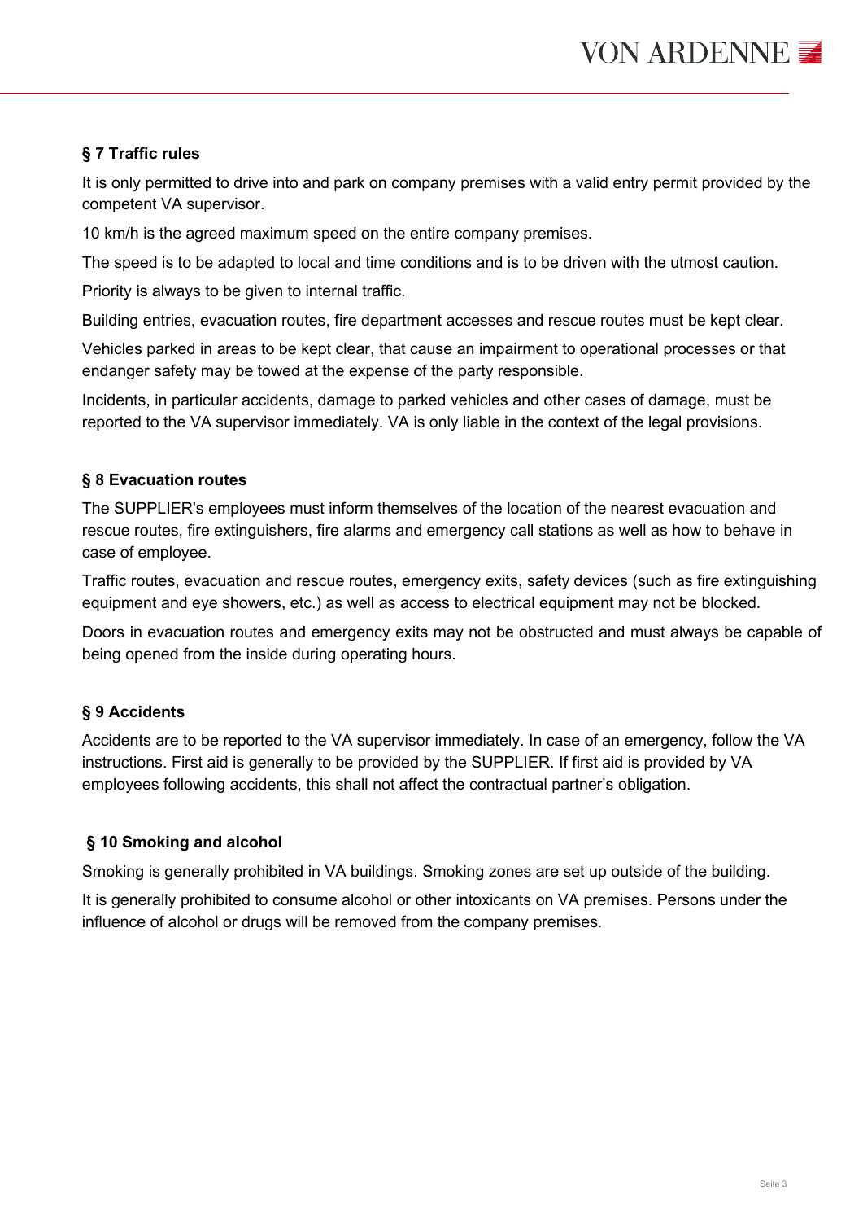**§ 7 Traffic rules**

It is only permitted to drive into and park on company premises with a valid entry permit provided by the competent VA supervisor.

10 km/h is the agreed maximum speed on the entire company premises.

The speed is to be adapted to local and time conditions and is to be driven with the utmost caution.

Priority is always to be given to internal traffic.

Building entries, evacuation routes, fire department accesses and rescue routes must be kept clear.

Vehicles parked in areas to be kept clear, that cause an impairment to operational processes or that endanger safety may be towed at the expense of the party responsible.

Incidents, in particular accidents, damage to parked vehicles and other cases of damage, must be reported to the VA supervisor immediately. VA is only liable in the context of the legal provisions.

**§ 8 Evacuation routes**

The SUPPLIER's employees must inform themselves of the location of the nearest evacuation and rescue routes, fire extinguishers, fire alarms and emergency call stations as well as how to behave in case of employee.

Traffic routes, evacuation and rescue routes, emergency exits, safety devices (such as fire extinguishing equipment and eye showers, etc.) as well as access to electrical equipment may not be blocked.

Doors in evacuation routes and emergency exits may not be obstructed and must always be capable of being opened from the inside during operating hours.

**§ 9 Accidents**

Accidents are to be reported to the VA supervisor immediately. In case of an emergency, follow the VA instructions. First aid is generally to be provided by the SUPPLIER. If first aid is provided by VA employees following accidents, this shall not affect the contractual partner's obligation.

**§ 10 Smoking and alcohol**

Smoking is generally prohibited in VA buildings. Smoking zones are set up outside of the building.

It is generally prohibited to consume alcohol or other intoxicants on VA premises. Persons under the influence of alcohol or drugs will be removed from the company premises.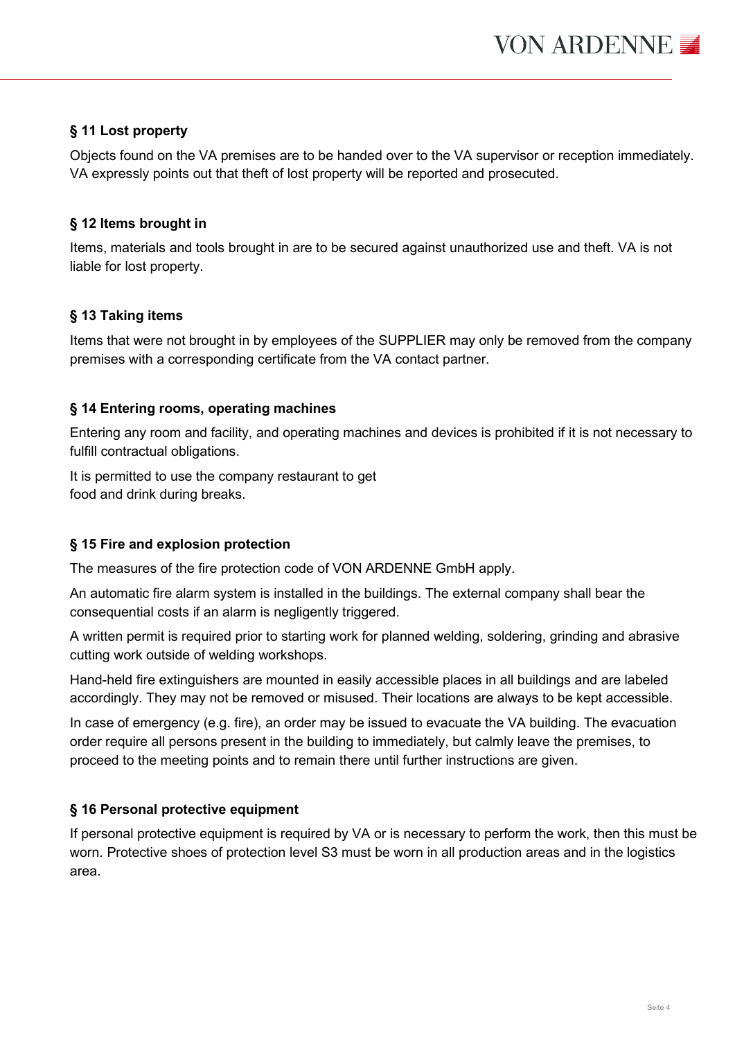### § 11 Lost property

Objects found on the VA premises are to be handed over to the VA supervisor or reception immediately. VA expressly points out that theft of lost property will be reported and prosecuted.

### § 12 Items brought in

Items, materials and tools brought in are to be secured against unauthorized use and theft. VA is not liable for lost property.

### § 13 Taking items

Items that were not brought in by employees of the SUPPLIER may only be removed from the company premises with a corresponding certificate from the VA contact partner.

### § 14 Entering rooms, operating machines

Entering any room and facility, and operating machines and devices is prohibited if it is not necessary to fulfill contractual obligations.

It is permitted to use the company restaurant to get food and drink during breaks.

### § 15 Fire and explosion protection

The measures of the fire protection code of VON ARDENNE GmbH apply.

An automatic fire alarm system is installed in the buildings. The external company shall bear the consequential costs if an alarm is negligently triggered.

A written permit is required prior to starting work for planned welding, soldering, grinding and abrasive cutting work outside of welding workshops.

Hand-held fire extinguishers are mounted in easily accessible places in all buildings and are labeled accordingly. They may not be removed or misused. Their locations are always to be kept accessible.

In case of emergency (e.g. fire), an order may be issued to evacuate the VA building. The evacuation order require all persons present in the building to immediately, but calmly leave the premises, to proceed to the meeting points and to remain there until further instructions are given.

### § 16 Personal protective equipment

If personal protective equipment is required by VA or is necessary to perform the work, then this must be worn. Protective shoes of protection level S3 must be worn in all production areas and in the logistics area.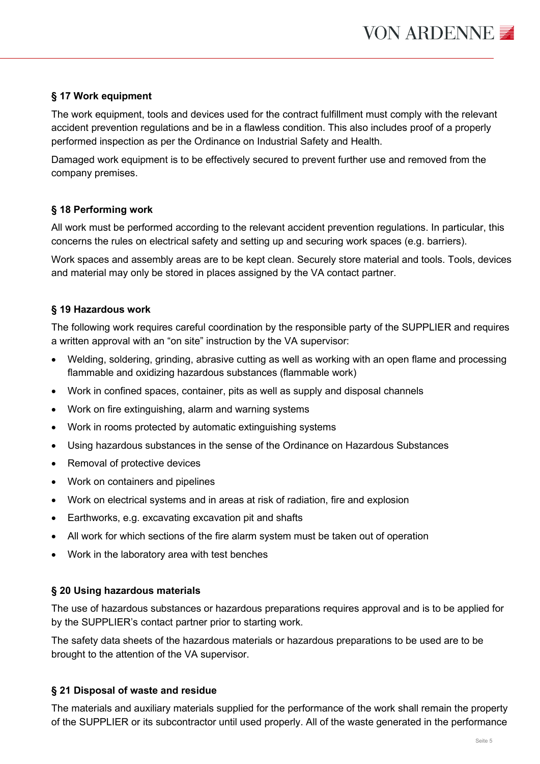### § 17 Work equipment

The work equipment, tools and devices used for the contract fulfillment must comply with the relevant accident prevention regulations and be in a flawless condition. This also includes proof of a properly performed inspection as per the Ordinance on Industrial Safety and Health.

Damaged work equipment is to be effectively secured to prevent further use and removed from the company premises.

### § 18 Performing work

All work must be performed according to the relevant accident prevention regulations. In particular, this concerns the rules on electrical safety and setting up and securing work spaces (e.g. barriers).

Work spaces and assembly areas are to be kept clean. Securely store material and tools. Tools, devices and material may only be stored in places assigned by the VA contact partner.

### § 19 Hazardous work

The following work requires careful coordination by the responsible party of the SUPPLIER and requires a written approval with an "on site" instruction by the VA supervisor:

- Welding, soldering, grinding, abrasive cutting as well as working with an open flame and processing flammable and oxidizing hazardous substances (flammable work)
- Work in confined spaces, container, pits as well as supply and disposal channels
- Work on fire extinguishing, alarm and warning systems
- Work in rooms protected by automatic extinguishing systems
- Using hazardous substances in the sense of the Ordinance on Hazardous Substances
- Removal of protective devices
- Work on containers and pipelines
- Work on electrical systems and in areas at risk of radiation, fire and explosion
- Earthworks, e.g. excavating excavation pit and shafts
- All work for which sections of the fire alarm system must be taken out of operation
- Work in the laboratory area with test benches

### § 20 Using hazardous materials

The use of hazardous substances or hazardous preparations requires approval and is to be applied for by the SUPPLIER's contact partner prior to starting work.

The safety data sheets of the hazardous materials or hazardous preparations to be used are to be brought to the attention of the VA supervisor.

### § 21 Disposal of waste and residue

The materials and auxiliary materials supplied for the performance of the work shall remain the property of the SUPPLIER or its subcontractor until used properly. All of the waste generated in the performance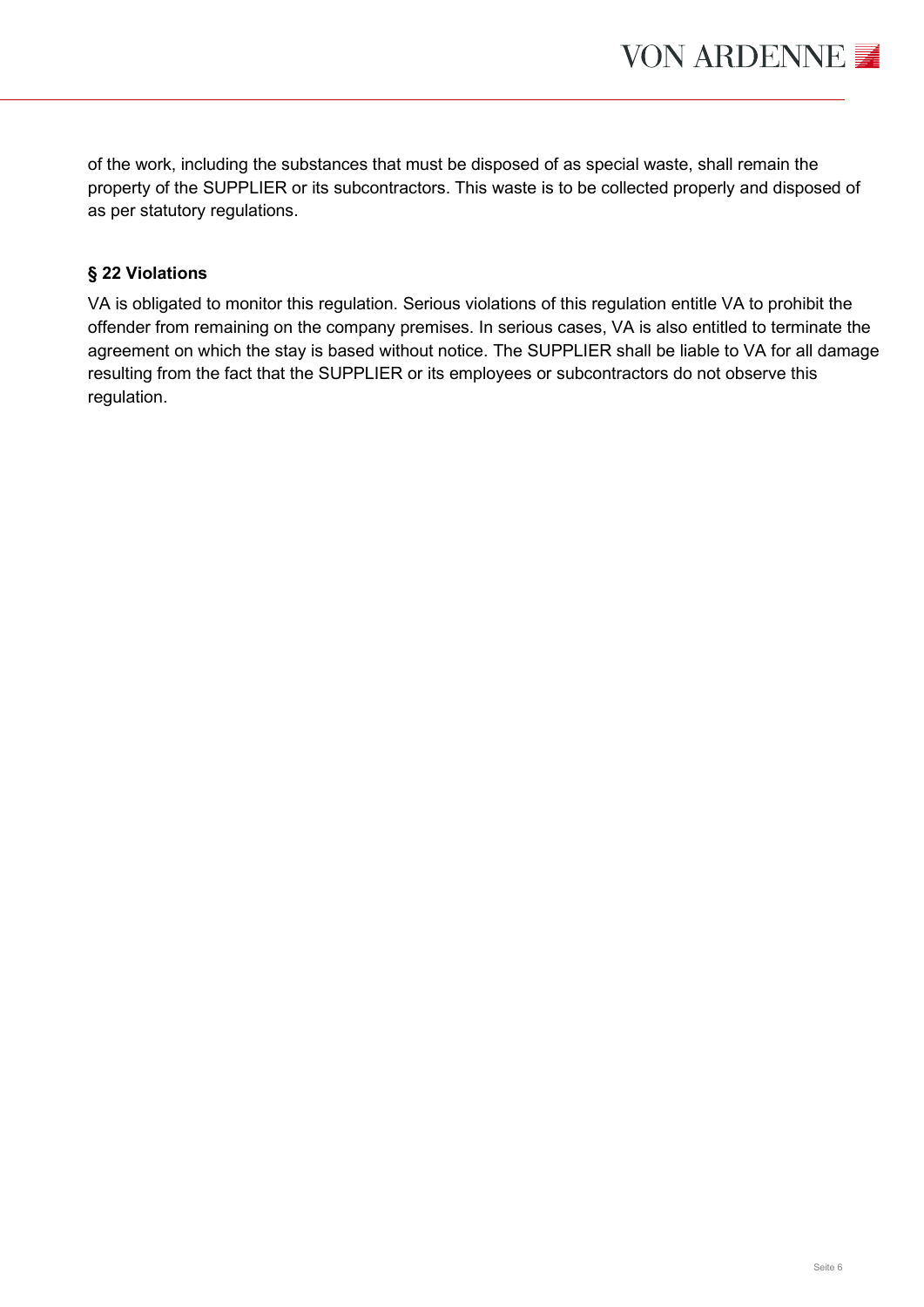of the work, including the substances that must be disposed of as special waste, shall remain the property of the SUPPLIER or its subcontractors. This waste is to be collected properly and disposed of as per statutory regulations.

### § 22 Violations

VA is obligated to monitor this regulation. Serious violations of this regulation entitle VA to prohibit the offender from remaining on the company premises. In serious cases, VA is also entitled to terminate the agreement on which the stay is based without notice. The SUPPLIER shall be liable to VA for all damage resulting from the fact that the SUPPLIER or its employees or subcontractors do not observe this regulation.